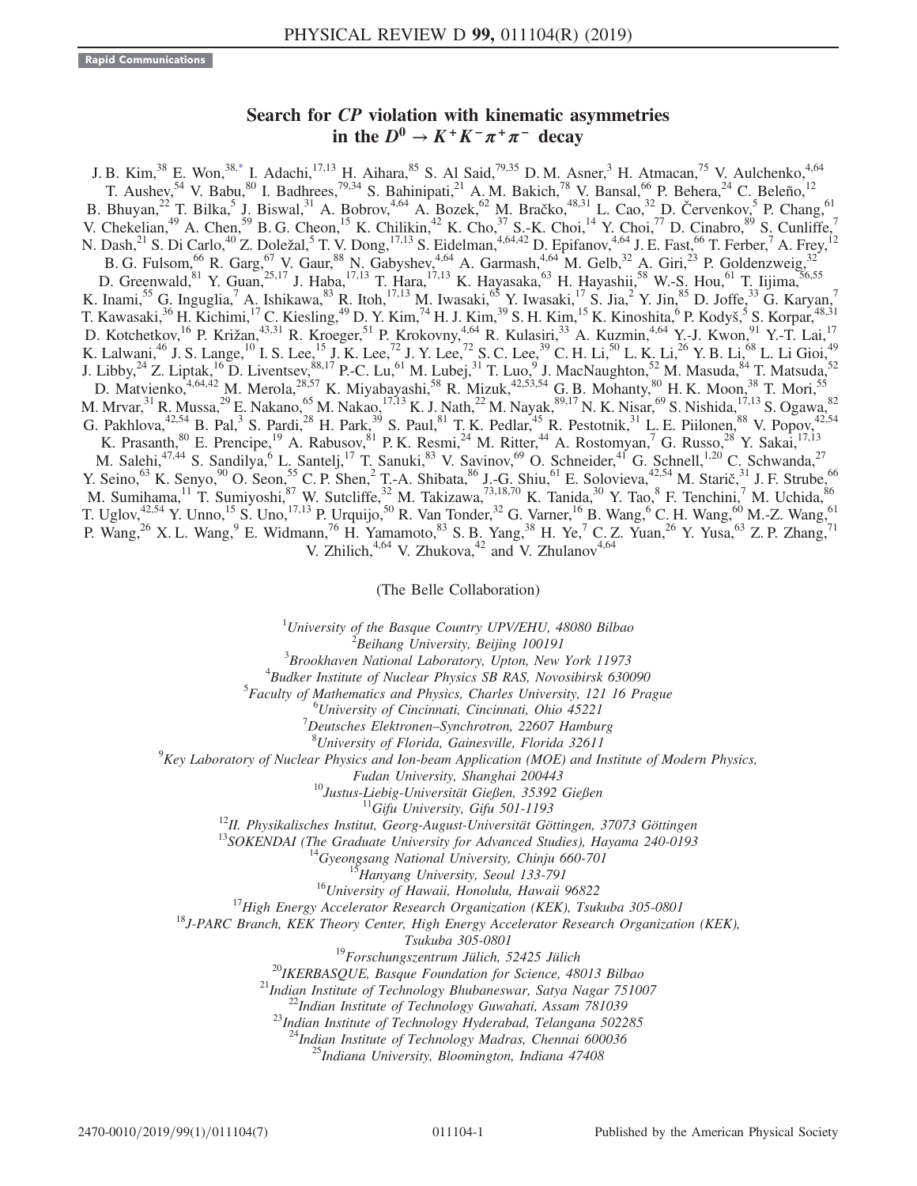Rapid Communications

# Search for *CP* violation with kinematic asymmetries in the $D^0 \to K^+K^-\pi^+\pi^-$ decay

J. B. Kim,[38] E. Won,[38,*] I. Adachi,[17,13] H. Aihara,[85] S. Al Said,[79,35] D. M. Asner,[3] H. Atmacan,[75] V. Aulchenko,[4,64] T. Aushev,[54] V. Babu,[80] I. Badhrees,[79,34] S. Bahinipati,[21] A. M. Bakich,[78] V. Bansal,[66] P. Behera,[24] C. Beleño,[12] B. Bhuyan,[22] T. Bilka,[5] J. Biswal,[31] A. Bobrov,[4,64] A. Bozek,[62] M. Bračko,[48,31] L. Cao,[32] D. Červenkov,[5] P. Chang,[61] V. Chekelian,[49] A. Chen,[59] B. G. Cheon,[15] K. Chilikin,[42] K. Cho,[37] S.-K. Choi,[14] Y. Choi,[77] D. Cinabro,[89] S. Cunliffe,[7] N. Dash,[21] S. Di Carlo,[40] Z. Doležal,[5] T. V. Dong,[17,13] S. Eidelman,[4,64,42] D. Epifanov,[4,64] J. E. Fast,[66] T. Ferber,[7] A. Frey,[12] B. G. Fulsom,[66] R. Garg,[67] V. Gaur,[88] N. Gabyshev,[4,64] A. Garmash,[4,64] M. Gelb,[32] A. Giri,[23] P. Goldenzweig,[32] D. Greenwald,[81] Y. Guan,[25,17] J. Haba,[17,13] T. Hara,[17,13] K. Hayasaka,[63] H. Hayashii,[58] W.-S. Hou,[61] T. Iijima,[56,55] K. Inami,[55] G. Inguglia,[7] A. Ishikawa,[83] R. Itoh,[17,13] M. Iwasaki,[65] Y. Iwasaki,[17] S. Jia,[2] Y. Jin,[85] D. Joffe,[33] G. Karyan,[7] T. Kawasaki,[36] H. Kichimi,[17] C. Kiesling,[49] D. Y. Kim,[74] H. J. Kim,[39] S. H. Kim,[15] K. Kinoshita,[6] P. Kodyš,[5] S. Korpar,[48,31] D. Kotchetkov,[16] P. Križan,[43,31] R. Kroeger,[51] P. Krokovny,[4,64] R. Kulasiri,[33] A. Kuzmin,[4,64] Y.-J. Kwon,[91] Y.-T. Lai,[17] K. Lalwani,[46] J. S. Lange,[10] I. S. Lee,[15] J. K. Lee,[72] J. Y. Lee,[72] S. C. Lee,[39] C. H. Li,[50] L. K. Li,[26] Y. B. Li,[68] L. Li Gioi,[49] J. Libby,[24] Z. Liptak,[16] D. Liventsev,[88,17] P.-C. Lu,[61] M. Lubej,[31] T. Luo,[9] J. MacNaughton,[52] M. Masuda,[84] T. Matsuda,[52] D. Matvienko,[4,64,42] M. Merola,[28,57] K. Miyabayashi,[58] R. Mizuk,[42,53,54] G. B. Mohanty,[80] H. K. Moon,[38] T. Mori,[55] M. Mrvar,[31] R. Mussa,[29] E. Nakano,[65] M. Nakao,[17,13] K. J. Nath,[22] M. Nayak,[89,17] N. K. Nisar,[69] S. Nishida,[17,13] S. Ogawa,[82] G. Pakhlova,[42,54] B. Pal,[3] S. Pardi,[28] H. Park,[39] S. Paul,[81] T. K. Pedlar,[45] R. Pestotnik,[31] L. E. Piilonen,[88] V. Popov,[42,54] K. Prasanth,[80] E. Prencipe,[19] A. Rabusov,[81] P. K. Resmi,[24] M. Ritter,[44] A. Rostomyan,[7] G. Russo,[28] Y. Sakai,[17,13] M. Salehi,[47,44] S. Sandilya,[6] L. Santelj,[17] T. Sanuki,[83] V. Savinov,[69] O. Schneider,[41] G. Schnell,[1,20] C. Schwanda,[27] Y. Seino,[63] K. Senyo,[90] O. Seon,[55] C. P. Shen,[2] T.-A. Shibata,[86] J.-G. Shiu,[61] E. Solovieva,[42,54] M. Starič,[31] J. F. Strube,[66] M. Sumihama,[11] T. Sumiyoshi,[87] W. Sutcliffe,[32] M. Takizawa,[73,18,70] K. Tanida,[30] Y. Tao,[8] F. Tenchini,[7] M. Uchida,[86] T. Uglov,[42,54] Y. Unno,[15] S. Uno,[17,13] P. Urquijo,[50] R. Van Tonder,[32] G. Varner,[16] B. Wang,[6] C. H. Wang,[60] M.-Z. Wang,[61] P. Wang,[26] X. L. Wang,[9] E. Widmann,[76] H. Yamamoto,[83] S. B. Yang,[38] H. Ye,[7] C. Z. Yuan,[26] Y. Yusa,[63] Z. P. Zhang,[71] V. Zhilich,[4,64] V. Zhukova,[42] and V. Zhulanov[4,64]

(The Belle Collaboration)

[1]*University of the Basque Country UPV/EHU, 48080 Bilbao*
[2]*Beihang University, Beijing 100191*
[3]*Brookhaven National Laboratory, Upton, New York 11973*
[4]*Budker Institute of Nuclear Physics SB RAS, Novosibirsk 630090*
[5]*Faculty of Mathematics and Physics, Charles University, 121 16 Prague*
[6]*University of Cincinnati, Cincinnati, Ohio 45221*
[7]*Deutsches Elektronen–Synchrotron, 22607 Hamburg*
[8]*University of Florida, Gainesville, Florida 32611*
[9]*Key Laboratory of Nuclear Physics and Ion-beam Application (MOE) and Institute of Modern Physics, Fudan University, Shanghai 200443*
[10]*Justus-Liebig-Universität Gießen, 35392 Gießen*
[11]*Gifu University, Gifu 501-1193*
[12]*II. Physikalisches Institut, Georg-August-Universität Göttingen, 37073 Göttingen*
[13]*SOKENDAI (The Graduate University for Advanced Studies), Hayama 240-0193*
[14]*Gyeongsang National University, Chinju 660-701*
[15]*Hanyang University, Seoul 133-791*
[16]*University of Hawaii, Honolulu, Hawaii 96822*
[17]*High Energy Accelerator Research Organization (KEK), Tsukuba 305-0801*
[18]*J-PARC Branch, KEK Theory Center, High Energy Accelerator Research Organization (KEK), Tsukuba 305-0801*
[19]*Forschungszentrum Jülich, 52425 Jülich*
[20]*IKERBASQUE, Basque Foundation for Science, 48013 Bilbao*
[21]*Indian Institute of Technology Bhubaneswar, Satya Nagar 751007*
[22]*Indian Institute of Technology Guwahati, Assam 781039*
[23]*Indian Institute of Technology Hyderabad, Telangana 502285*
[24]*Indian Institute of Technology Madras, Chennai 600036*
[25]*Indiana University, Bloomington, Indiana 47408*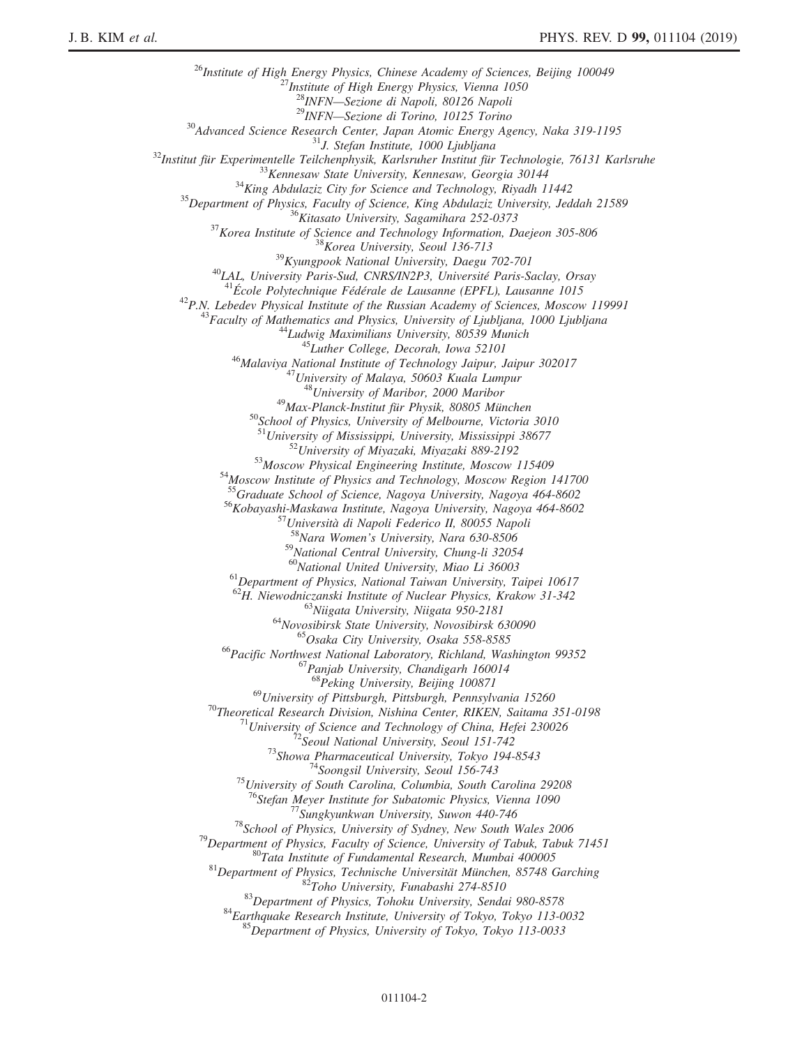[26]Institute of High Energy Physics, Chinese Academy of Sciences, Beijing 100049  
[27]Institute of High Energy Physics, Vienna 1050  
[28]INFN—Sezione di Napoli, 80126 Napoli  
[29]INFN—Sezione di Torino, 10125 Torino  
[30]Advanced Science Research Center, Japan Atomic Energy Agency, Naka 319-1195  
[31]J. Stefan Institute, 1000 Ljubljana  
[32]Institut für Experimentelle Teilchenphysik, Karlsruher Institut für Technologie, 76131 Karlsruhe  
[33]Kennesaw State University, Kennesaw, Georgia 30144  
[34]King Abdulaziz City for Science and Technology, Riyadh 11442  
[35]Department of Physics, Faculty of Science, King Abdulaziz University, Jeddah 21589  
[36]Kitasato University, Sagamihara 252-0373  
[37]Korea Institute of Science and Technology Information, Daejeon 305-806  
[38]Korea University, Seoul 136-713  
[39]Kyungpook National University, Daegu 702-701  
[40]LAL, University Paris-Sud, CNRS/IN2P3, Université Paris-Saclay, Orsay  
[41]École Polytechnique Fédérale de Lausanne (EPFL), Lausanne 1015  
[42]P.N. Lebedev Physical Institute of the Russian Academy of Sciences, Moscow 119991  
[43]Faculty of Mathematics and Physics, University of Ljubljana, 1000 Ljubljana  
[44]Ludwig Maximilians University, 80539 Munich  
[45]Luther College, Decorah, Iowa 52101  
[46]Malaviya National Institute of Technology Jaipur, Jaipur 302017  
[47]University of Malaya, 50603 Kuala Lumpur  
[48]University of Maribor, 2000 Maribor  
[49]Max-Planck-Institut für Physik, 80805 München  
[50]School of Physics, University of Melbourne, Victoria 3010  
[51]University of Mississippi, University, Mississippi 38677  
[52]University of Miyazaki, Miyazaki 889-2192  
[53]Moscow Physical Engineering Institute, Moscow 115409  
[54]Moscow Institute of Physics and Technology, Moscow Region 141700  
[55]Graduate School of Science, Nagoya University, Nagoya 464-8602  
[56]Kobayashi-Maskawa Institute, Nagoya University, Nagoya 464-8602  
[57]Università di Napoli Federico II, 80055 Napoli  
[58]Nara Women's University, Nara 630-8506  
[59]National Central University, Chung-li 32054  
[60]National United University, Miao Li 36003  
[61]Department of Physics, National Taiwan University, Taipei 10617  
[62]H. Niewodniczanski Institute of Nuclear Physics, Krakow 31-342  
[63]Niigata University, Niigata 950-2181  
[64]Novosibirsk State University, Novosibirsk 630090  
[65]Osaka City University, Osaka 558-8585  
[66]Pacific Northwest National Laboratory, Richland, Washington 99352  
[67]Panjab University, Chandigarh 160014  
[68]Peking University, Beijing 100871  
[69]University of Pittsburgh, Pittsburgh, Pennsylvania 15260  
[70]Theoretical Research Division, Nishina Center, RIKEN, Saitama 351-0198  
[71]University of Science and Technology of China, Hefei 230026  
[72]Seoul National University, Seoul 151-742  
[73]Showa Pharmaceutical University, Tokyo 194-8543  
[74]Soongsil University, Seoul 156-743  
[75]University of South Carolina, Columbia, South Carolina 29208  
[76]Stefan Meyer Institute for Subatomic Physics, Vienna 1090  
[77]Sungkyunkwan University, Suwon 440-746  
[78]School of Physics, University of Sydney, New South Wales 2006  
[79]Department of Physics, Faculty of Science, University of Tabuk, Tabuk 71451  
[80]Tata Institute of Fundamental Research, Mumbai 400005  
[81]Department of Physics, Technische Universität München, 85748 Garching  
[82]Toho University, Funabashi 274-8510  
[83]Department of Physics, Tohoku University, Sendai 980-8578  
[84]Earthquake Research Institute, University of Tokyo, Tokyo 113-0032  
[85]Department of Physics, University of Tokyo, Tokyo 113-0033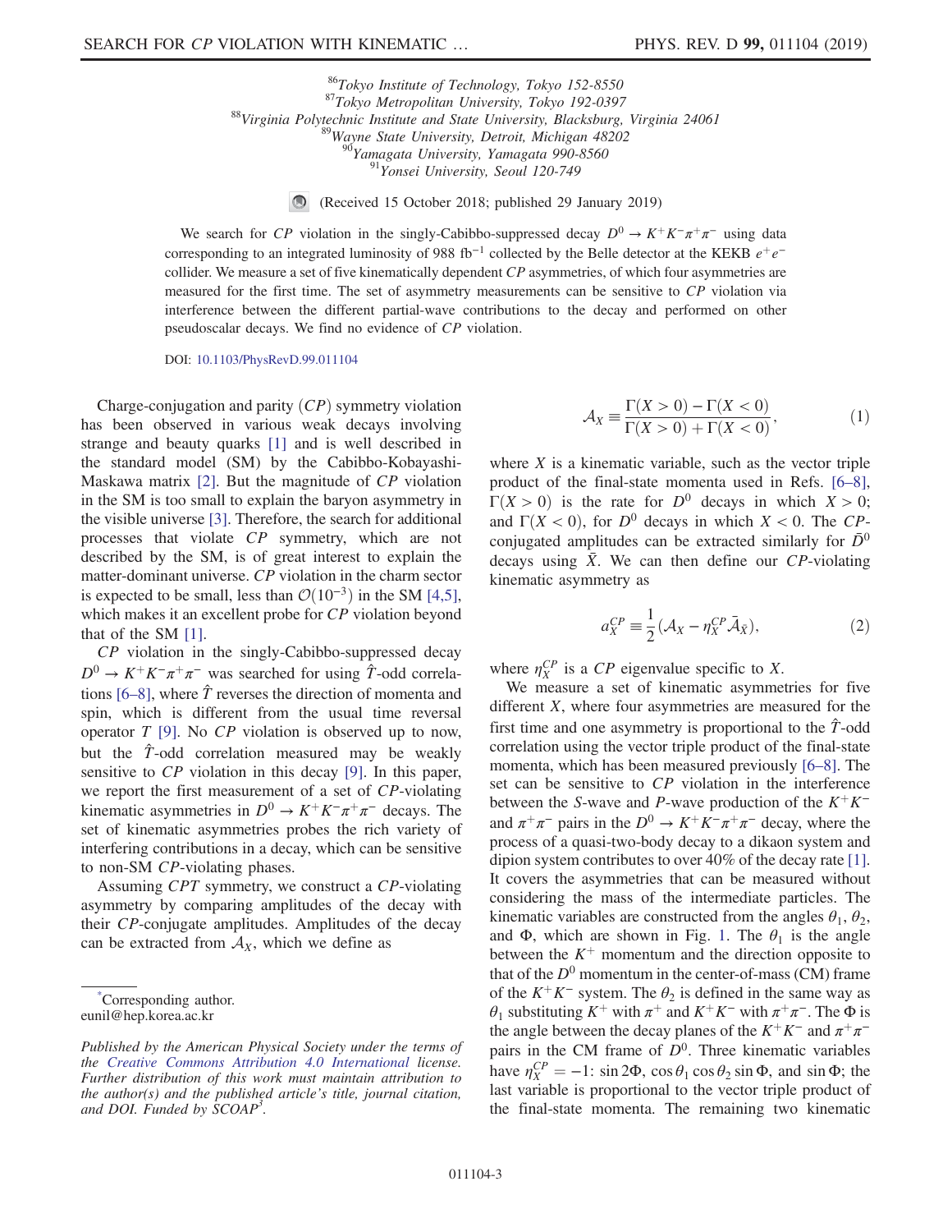[86]Tokyo Institute of Technology, Tokyo 152-8550
[87]Tokyo Metropolitan University, Tokyo 192-0397
[88]Virginia Polytechnic Institute and State University, Blacksburg, Virginia 24061
[89]Wayne State University, Detroit, Michigan 48202
[90]Yamagata University, Yamagata 990-8560
[91]Yonsei University, Seoul 120-749

(Received 15 October 2018; published 29 January 2019)

We search for $CP$ violation in the singly-Cabibbo-suppressed decay $D^0 \to K^+K^-\pi^+\pi^-$ using data corresponding to an integrated luminosity of 988 $\mathrm{fb}^{-1}$ collected by the Belle detector at the KEKB $e^+e^-$ collider. We measure a set of five kinematically dependent $CP$ asymmetries, of which four asymmetries are measured for the first time. The set of asymmetry measurements can be sensitive to $CP$ violation via interference between the different partial-wave contributions to the decay and performed on other pseudoscalar decays. We find no evidence of $CP$ violation.

DOI: 10.1103/PhysRevD.99.011104

Charge-conjugation and parity ($CP$) symmetry violation has been observed in various weak decays involving strange and beauty quarks [1] and is well described in the standard model (SM) by the Cabibbo-Kobayashi-Maskawa matrix [2]. But the magnitude of $CP$ violation in the SM is too small to explain the baryon asymmetry in the visible universe [3]. Therefore, the search for additional processes that violate $CP$ symmetry, which are not described by the SM, is of great interest to explain the matter-dominant universe. $CP$ violation in the charm sector is expected to be small, less than $\mathcal{O}(10^{-3})$ in the SM [4,5], which makes it an excellent probe for $CP$ violation beyond that of the SM [1].

$CP$ violation in the singly-Cabibbo-suppressed decay $D^0 \to K^+K^-\pi^+\pi^-$ was searched for using $\hat{T}$-odd correlations [6–8], where $\hat{T}$ reverses the direction of momenta and spin, which is different from the usual time reversal operator $T$ [9]. No $CP$ violation is observed up to now, but the $\hat{T}$-odd correlation measured may be weakly sensitive to $CP$ violation in this decay [9]. In this paper, we report the first measurement of a set of $CP$-violating kinematic asymmetries in $D^0 \to K^+K^-\pi^+\pi^-$ decays. The set of kinematic asymmetries probes the rich variety of interfering contributions in a decay, which can be sensitive to non-SM $CP$-violating phases.

Assuming $CPT$ symmetry, we construct a $CP$-violating asymmetry by comparing amplitudes of the decay with their $CP$-conjugate amplitudes. Amplitudes of the decay can be extracted from $\mathcal{A}_X$, which we define as

$$\mathcal{A}_X \equiv \frac{\Gamma(X>0) - \Gamma(X<0)}{\Gamma(X>0) + \Gamma(X<0)}, \tag{1}$$

where $X$ is a kinematic variable, such as the vector triple product of the final-state momenta used in Refs. [6–8], $\Gamma(X>0)$ is the rate for $D^0$ decays in which $X>0$; and $\Gamma(X<0)$, for $D^0$ decays in which $X<0$. The $CP$-conjugated amplitudes can be extracted similarly for $\bar{D}^0$ decays using $\bar{X}$. We can then define our $CP$-violating kinematic asymmetry as

$$a_X^{CP} \equiv \frac{1}{2}(\mathcal{A}_X - \eta_X^{CP}\bar{\mathcal{A}}_{\bar{X}}), \tag{2}$$

where $\eta_X^{CP}$ is a $CP$ eigenvalue specific to $X$.

We measure a set of kinematic asymmetries for five different $X$, where four asymmetries are measured for the first time and one asymmetry is proportional to the $\hat{T}$-odd correlation using the vector triple product of the final-state momenta, which has been measured previously [6–8]. The set can be sensitive to $CP$ violation in the interference between the $S$-wave and $P$-wave production of the $K^+K^-$ and $\pi^+\pi^-$ pairs in the $D^0 \to K^+K^-\pi^+\pi^-$ decay, where the process of a quasi-two-body decay to a dikaon system and dipion system contributes to over 40% of the decay rate [1]. It covers the asymmetries that can be measured without considering the mass of the intermediate particles. The kinematic variables are constructed from the angles $\theta_1$, $\theta_2$, and $\Phi$, which are shown in Fig. 1. The $\theta_1$ is the angle between the $K^+$ momentum and the direction opposite to that of the $D^0$ momentum in the center-of-mass (CM) frame of the $K^+K^-$ system. The $\theta_2$ is defined in the same way as $\theta_1$ substituting $K^+$ with $\pi^+$ and $K^+K^-$ with $\pi^+\pi^-$. The $\Phi$ is the angle between the decay planes of the $K^+K^-$ and $\pi^+\pi^-$ pairs in the CM frame of $D^0$. Three kinematic variables have $\eta_X^{CP} = -1$: $\sin 2\Phi$, $\cos\theta_1 \cos\theta_2 \sin\Phi$, and $\sin\Phi$; the last variable is proportional to the vector triple product of the final-state momenta. The remaining two kinematic

*Corresponding author.
eunil@hep.korea.ac.kr

*Published by the American Physical Society under the terms of the Creative Commons Attribution 4.0 International license. Further distribution of this work must maintain attribution to the author(s) and the published article's title, journal citation, and DOI. Funded by SCOAP[3].*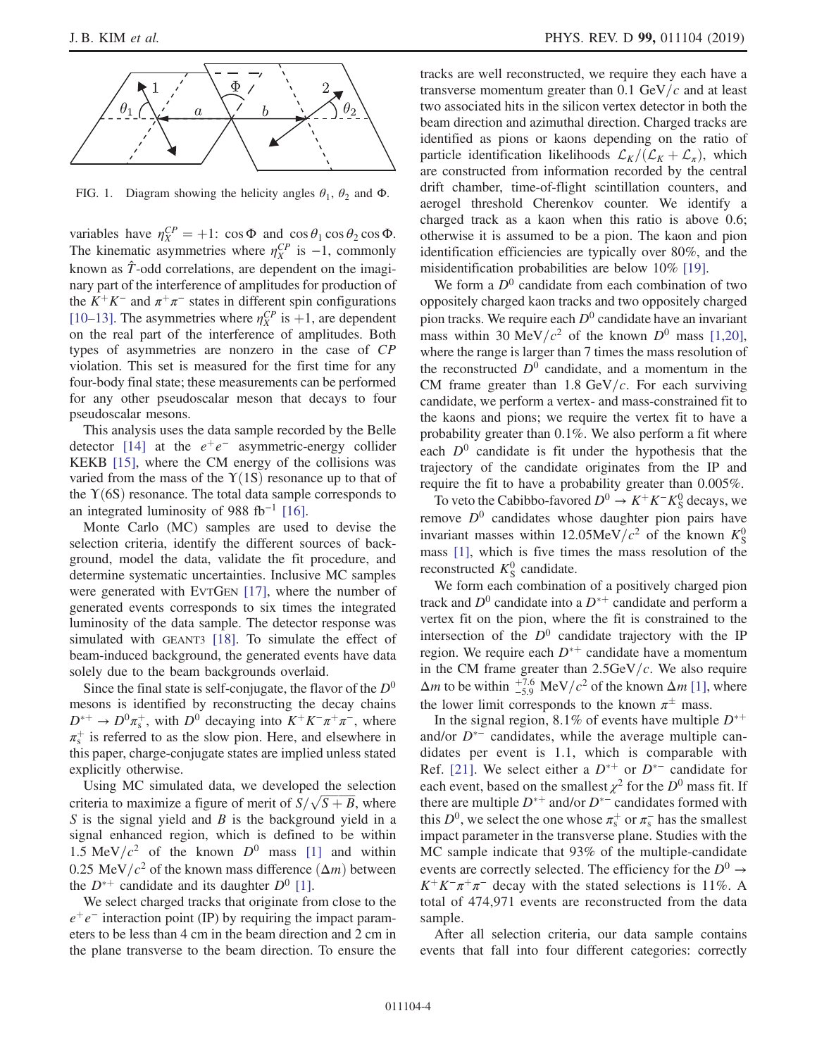FIG. 1. Diagram showing the helicity angles $\theta_1$, $\theta_2$ and $\Phi$.

variables have $\eta_X^{CP} = +1$: $\cos\Phi$ and $\cos\theta_1 \cos\theta_2 \cos\Phi$. The kinematic asymmetries where $\eta_X^{CP}$ is $-1$, commonly known as $\hat{T}$-odd correlations, are dependent on the imaginary part of the interference of amplitudes for production of the $K^+K^-$ and $\pi^+\pi^-$ states in different spin configurations [10–13]. The asymmetries where $\eta_X^{CP}$ is $+1$, are dependent on the real part of the interference of amplitudes. Both types of asymmetries are nonzero in the case of $CP$ violation. This set is measured for the first time for any four-body final state; these measurements can be performed for any other pseudoscalar meson that decays to four pseudoscalar mesons.

This analysis uses the data sample recorded by the Belle detector [14] at the $e^+e^-$ asymmetric-energy collider KEKB [15], where the CM energy of the collisions was varied from the mass of the $\Upsilon(1S)$ resonance up to that of the $\Upsilon(6S)$ resonance. The total data sample corresponds to an integrated luminosity of 988 fb$^{-1}$ [16].

Monte Carlo (MC) samples are used to devise the selection criteria, identify the different sources of background, model the data, validate the fit procedure, and determine systematic uncertainties. Inclusive MC samples were generated with EvtGen [17], where the number of generated events corresponds to six times the integrated luminosity of the data sample. The detector response was simulated with GEANT3 [18]. To simulate the effect of beam-induced background, the generated events have data solely due to the beam backgrounds overlaid.

Since the final state is self-conjugate, the flavor of the $D^0$ mesons is identified by reconstructing the decay chains $D^{*+} \to D^0\pi_s^+$, with $D^0$ decaying into $K^+K^-\pi^+\pi^-$, where $\pi_s^+$ is referred to as the slow pion. Here, and elsewhere in this paper, charge-conjugate states are implied unless stated explicitly otherwise.

Using MC simulated data, we developed the selection criteria to maximize a figure of merit of $S/\sqrt{S+B}$, where $S$ is the signal yield and $B$ is the background yield in a signal enhanced region, which is defined to be within 1.5 MeV$/c^2$ of the known $D^0$ mass [1] and within 0.25 MeV$/c^2$ of the known mass difference ($\Delta m$) between the $D^{*+}$ candidate and its daughter $D^0$ [1].

We select charged tracks that originate from close to the $e^+e^-$ interaction point (IP) by requiring the impact parameters to be less than 4 cm in the beam direction and 2 cm in the plane transverse to the beam direction. To ensure the tracks are well reconstructed, we require they each have a transverse momentum greater than 0.1 GeV$/c$ and at least two associated hits in the silicon vertex detector in both the beam direction and azimuthal direction. Charged tracks are identified as pions or kaons depending on the ratio of particle identification likelihoods $\mathcal{L}_K/(\mathcal{L}_K + \mathcal{L}_\pi)$, which are constructed from information recorded by the central drift chamber, time-of-flight scintillation counters, and aerogel threshold Cherenkov counter. We identify a charged track as a kaon when this ratio is above 0.6; otherwise it is assumed to be a pion. The kaon and pion identification efficiencies are typically over 80%, and the misidentification probabilities are below 10% [19].

We form a $D^0$ candidate from each combination of two oppositely charged kaon tracks and two oppositely charged pion tracks. We require each $D^0$ candidate have an invariant mass within 30 MeV$/c^2$ of the known $D^0$ mass [1,20], where the range is larger than 7 times the mass resolution of the reconstructed $D^0$ candidate, and a momentum in the CM frame greater than 1.8 GeV$/c$. For each surviving candidate, we perform a vertex- and mass-constrained fit to the kaons and pions; we require the vertex fit to have a probability greater than 0.1%. We also perform a fit where each $D^0$ candidate is fit under the hypothesis that the trajectory of the candidate originates from the IP and require the fit to have a probability greater than 0.005%.

To veto the Cabibbo-favored $D^0 \to K^+K^-K_S^0$ decays, we remove $D^0$ candidates whose daughter pion pairs have invariant masses within 12.05MeV$/c^2$ of the known $K_S^0$ mass [1], which is five times the mass resolution of the reconstructed $K_S^0$ candidate.

We form each combination of a positively charged pion track and $D^0$ candidate into a $D^{*+}$ candidate and perform a vertex fit on the pion, where the fit is constrained to the intersection of the $D^0$ candidate trajectory with the IP region. We require each $D^{*+}$ candidate have a momentum in the CM frame greater than 2.5GeV$/c$. We also require $\Delta m$ to be within $^{+7.6}_{-5.9}$ MeV$/c^2$ of the known $\Delta m$ [1], where the lower limit corresponds to the known $\pi^\pm$ mass.

In the signal region, 8.1% of events have multiple $D^{*+}$ and/or $D^{*-}$ candidates, while the average multiple candidates per event is 1.1, which is comparable with Ref. [21]. We select either a $D^{*+}$ or $D^{*-}$ candidate for each event, based on the smallest $\chi^2$ for the $D^0$ mass fit. If there are multiple $D^{*+}$ and/or $D^{*-}$ candidates formed with this $D^0$, we select the one whose $\pi_s^+$ or $\pi_s^-$ has the smallest impact parameter in the transverse plane. Studies with the MC sample indicate that 93% of the multiple-candidate events are correctly selected. The efficiency for the $D^0 \to K^+K^-\pi^+\pi^-$ decay with the stated selections is 11%. A total of 474,971 events are reconstructed from the data sample.

After all selection criteria, our data sample contains events that fall into four different categories: correctly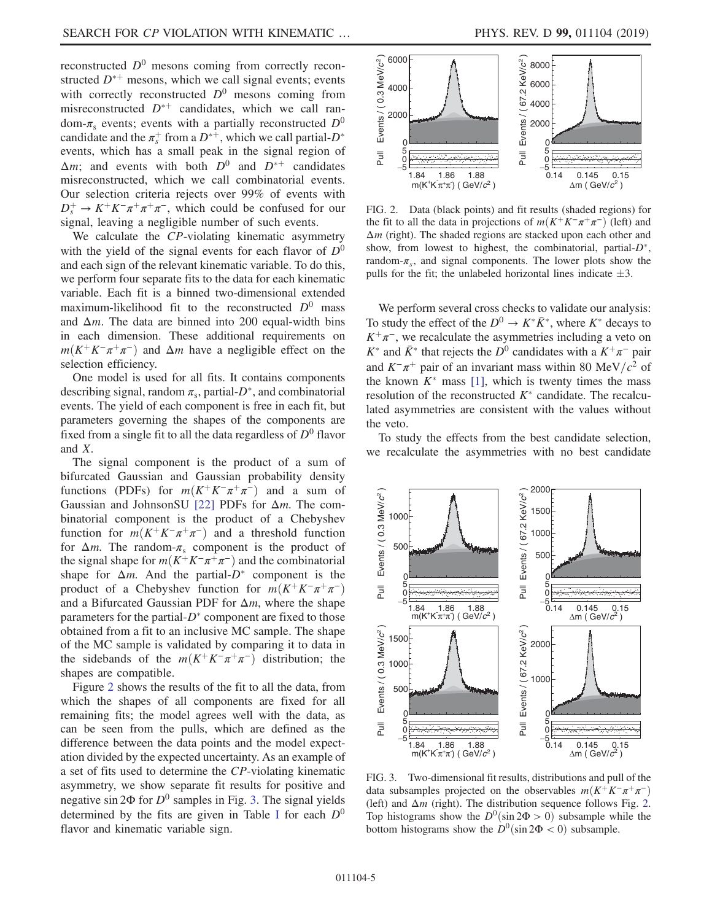reconstructed $D^0$ mesons coming from correctly reconstructed $D^{*+}$ mesons, which we call signal events; events with correctly reconstructed $D^0$ mesons coming from misreconstructed $D^{*+}$ candidates, which we call random-$\pi_s$ events; events with a partially reconstructed $D^0$ candidate and the $\pi_s^+$ from a $D^{*+}$, which we call partial-$D^*$ events, which has a small peak in the signal region of $\Delta m$; and events with both $D^0$ and $D^{*+}$ candidates misreconstructed, which we call combinatorial events. Our selection criteria rejects over 99% of events with $D_s^+ \to K^+K^-\pi^+\pi^+\pi^-$, which could be confused for our signal, leaving a negligible number of such events.

We calculate the $CP$-violating kinematic asymmetry with the yield of the signal events for each flavor of $D^0$ and each sign of the relevant kinematic variable. To do this, we perform four separate fits to the data for each kinematic variable. Each fit is a binned two-dimensional extended maximum-likelihood fit to the reconstructed $D^0$ mass and $\Delta m$. The data are binned into 200 equal-width bins in each dimension. These additional requirements on $m(K^+K^-\pi^+\pi^-)$ and $\Delta m$ have a negligible effect on the selection efficiency.

One model is used for all fits. It contains components describing signal, random $\pi_s$, partial-$D^*$, and combinatorial events. The yield of each component is free in each fit, but parameters governing the shapes of the components are fixed from a single fit to all the data regardless of $D^0$ flavor and $X$.

The signal component is the product of a sum of bifurcated Gaussian and Gaussian probability density functions (PDFs) for $m(K^+K^-\pi^+\pi^-)$ and a sum of Gaussian and JohnsonSU [22] PDFs for $\Delta m$. The combinatorial component is the product of a Chebyshev function for $m(K^+K^-\pi^+\pi^-)$ and a threshold function for $\Delta m$. The random-$\pi_s$ component is the product of the signal shape for $m(K^+K^-\pi^+\pi^-)$ and the combinatorial shape for $\Delta m$. And the partial-$D^*$ component is the product of a Chebyshev function for $m(K^+K^-\pi^+\pi^-)$ and a Bifurcated Gaussian PDF for $\Delta m$, where the shape parameters for the partial-$D^*$ component are fixed to those obtained from a fit to an inclusive MC sample. The shape of the MC sample is validated by comparing it to data in the sidebands of the $m(K^+K^-\pi^+\pi^-)$ distribution; the shapes are compatible.

Figure 2 shows the results of the fit to all the data, from which the shapes of all components are fixed for all remaining fits; the model agrees well with the data, as can be seen from the pulls, which are defined as the difference between the data points and the model expectation divided by the expected uncertainty. As an example of a set of fits used to determine the $CP$-violating kinematic asymmetry, we show separate fit results for positive and negative $\sin 2\Phi$ for $D^0$ samples in Fig. 3. The signal yields determined by the fits are given in Table I for each $D^0$ flavor and kinematic variable sign.

FIG. 2. Data (black points) and fit results (shaded regions) for the fit to all the data in projections of $m(K^+K^-\pi^+\pi^-)$ (left) and $\Delta m$ (right). The shaded regions are stacked upon each other and show, from lowest to highest, the combinatorial, partial-$D^*$, random-$\pi_s$, and signal components. The lower plots show the pulls for the fit; the unlabeled horizontal lines indicate $\pm 3$.

We perform several cross checks to validate our analysis: To study the effect of the $D^0 \to K^*\bar{K}^*$, where $K^*$ decays to $K^+\pi^-$, we recalculate the asymmetries including a veto on $K^*$ and $\bar{K}^*$ that rejects the $D^0$ candidates with a $K^+\pi^-$ pair and $K^-\pi^+$ pair of an invariant mass within 80 MeV$/c^2$ of the known $K^*$ mass [1], which is twenty times the mass resolution of the reconstructed $K^*$ candidate. The recalculated asymmetries are consistent with the values without the veto.

To study the effects from the best candidate selection, we recalculate the asymmetries with no best candidate

FIG. 3. Two-dimensional fit results, distributions and pull of the data subsamples projected on the observables $m(K^+K^-\pi^+\pi^-)$ (left) and $\Delta m$ (right). The distribution sequence follows Fig. 2. Top histograms show the $D^0(\sin 2\Phi > 0)$ subsample while the bottom histograms show the $D^0(\sin 2\Phi < 0)$ subsample.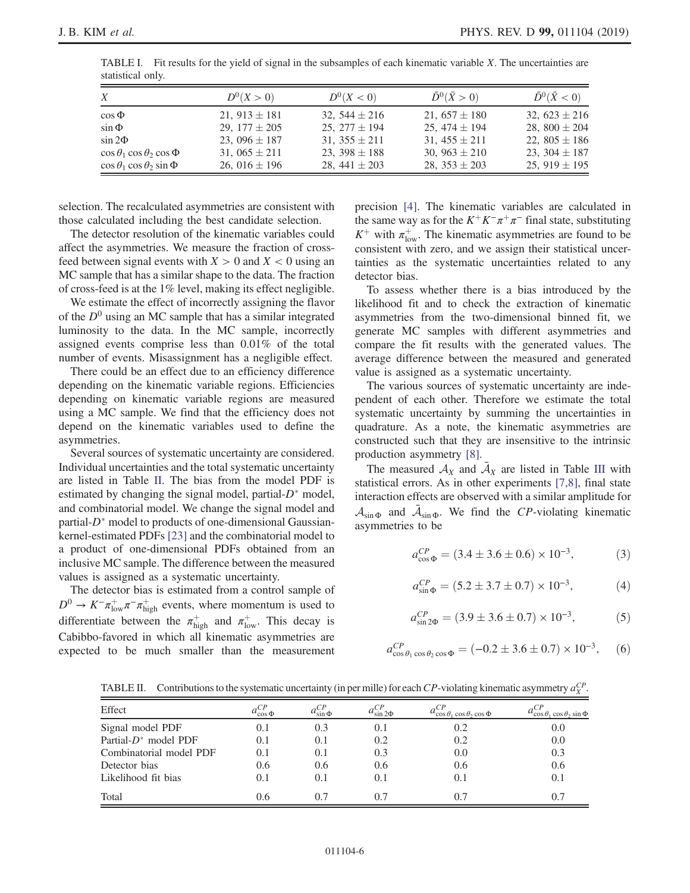TABLE I. Fit results for the yield of signal in the subsamples of each kinematic variable $X$. The uncertainties are statistical only.

| $X$ | $D^0(X > 0)$ | $D^0(X < 0)$ | $\bar{D}^0(\bar{X} > 0)$ | $\bar{D}^0(\bar{X} < 0)$ |
|---|---|---|---|---|
| $\cos\Phi$ | $21,913 \pm 181$ | $32,544 \pm 216$ | $21,657 \pm 180$ | $32,623 \pm 216$ |
| $\sin\Phi$ | $29,177 \pm 205$ | $25,277 \pm 194$ | $25,474 \pm 194$ | $28,800 \pm 204$ |
| $\sin 2\Phi$ | $23,096 \pm 187$ | $31,355 \pm 211$ | $31,455 \pm 211$ | $22,805 \pm 186$ |
| $\cos\theta_1 \cos\theta_2 \cos\Phi$ | $31,065 \pm 211$ | $23,398 \pm 188$ | $30,963 \pm 210$ | $23,304 \pm 187$ |
| $\cos\theta_1 \cos\theta_2 \sin\Phi$ | $26,016 \pm 196$ | $28,441 \pm 203$ | $28,353 \pm 203$ | $25,919 \pm 195$ |

selection. The recalculated asymmetries are consistent with those calculated including the best candidate selection.

The detector resolution of the kinematic variables could affect the asymmetries. We measure the fraction of cross-feed between signal events with $X > 0$ and $X < 0$ using an MC sample that has a similar shape to the data. The fraction of cross-feed is at the 1% level, making its effect negligible.

We estimate the effect of incorrectly assigning the flavor of the $D^0$ using an MC sample that has a similar integrated luminosity to the data. In the MC sample, incorrectly assigned events comprise less than 0.01% of the total number of events. Misassignment has a negligible effect.

There could be an effect due to an efficiency difference depending on the kinematic variable regions. Efficiencies depending on kinematic variable regions are measured using a MC sample. We find that the efficiency does not depend on the kinematic variables used to define the asymmetries.

Several sources of systematic uncertainty are considered. Individual uncertainties and the total systematic uncertainty are listed in Table II. The bias from the model PDF is estimated by changing the signal model, partial-$D^*$ model, and combinatorial model. We change the signal model and partial-$D^*$ model to products of one-dimensional Gaussian-kernel-estimated PDFs [23] and the combinatorial model to a product of one-dimensional PDFs obtained from an inclusive MC sample. The difference between the measured values is assigned as a systematic uncertainty.

The detector bias is estimated from a control sample of $D^0 \to K^-\pi^+_{\rm low}\pi^-\pi^+_{\rm high}$ events, where momentum is used to differentiate between the $\pi^+_{\rm high}$ and $\pi^+_{\rm low}$. This decay is Cabibbo-favored in which all kinematic asymmetries are expected to be much smaller than the measurement precision [4]. The kinematic variables are calculated in the same way as for the $K^+K^-\pi^+\pi^-$ final state, substituting $K^+$ with $\pi^+_{\rm low}$. The kinematic asymmetries are found to be consistent with zero, and we assign their statistical uncertainties as the systematic uncertainties related to any detector bias.

To assess whether there is a bias introduced by the likelihood fit and to check the extraction of kinematic asymmetries from the two-dimensional binned fit, we generate MC samples with different asymmetries and compare the fit results with the generated values. The average difference between the measured and generated value is assigned as a systematic uncertainty.

The various sources of systematic uncertainty are independent of each other. Therefore we estimate the total systematic uncertainty by summing the uncertainties in quadrature. As a note, the kinematic asymmetries are constructed such that they are insensitive to the intrinsic production asymmetry [8].

The measured $\mathcal{A}_X$ and $\bar{\mathcal{A}}_X$ are listed in Table III with statistical errors. As in other experiments [7,8], final state interaction effects are observed with a similar amplitude for $\mathcal{A}_{\sin\Phi}$ and $\bar{\mathcal{A}}_{\sin\Phi}$. We find the $CP$-violating kinematic asymmetries to be

$$a^{CP}_{\cos\Phi} = (3.4 \pm 3.6 \pm 0.6) \times 10^{-3}, \tag{3}$$

$$a^{CP}_{\sin\Phi} = (5.2 \pm 3.7 \pm 0.7) \times 10^{-3}, \tag{4}$$

$$a^{CP}_{\sin 2\Phi} = (3.9 \pm 3.6 \pm 0.7) \times 10^{-3}, \tag{5}$$

$$a^{CP}_{\cos\theta_1 \cos\theta_2 \cos\Phi} = (-0.2 \pm 3.6 \pm 0.7) \times 10^{-3}, \tag{6}$$

TABLE II. Contributions to the systematic uncertainty (in per mille) for each $CP$-violating kinematic asymmetry $a^{CP}_X$.

| Effect | $a^{CP}_{\cos\Phi}$ | $a^{CP}_{\sin\Phi}$ | $a^{CP}_{\sin 2\Phi}$ | $a^{CP}_{\cos\theta_1 \cos\theta_2 \cos\Phi}$ | $a^{CP}_{\cos\theta_1 \cos\theta_2 \sin\Phi}$ |
|---|---|---|---|---|---|
| Signal model PDF | 0.1 | 0.3 | 0.1 | 0.2 | 0.0 |
| Partial-$D^*$ model PDF | 0.1 | 0.1 | 0.2 | 0.2 | 0.0 |
| Combinatorial model PDF | 0.1 | 0.1 | 0.3 | 0.0 | 0.3 |
| Detector bias | 0.6 | 0.6 | 0.6 | 0.6 | 0.6 |
| Likelihood fit bias | 0.1 | 0.1 | 0.1 | 0.1 | 0.1 |
| Total | 0.6 | 0.7 | 0.7 | 0.7 | 0.7 |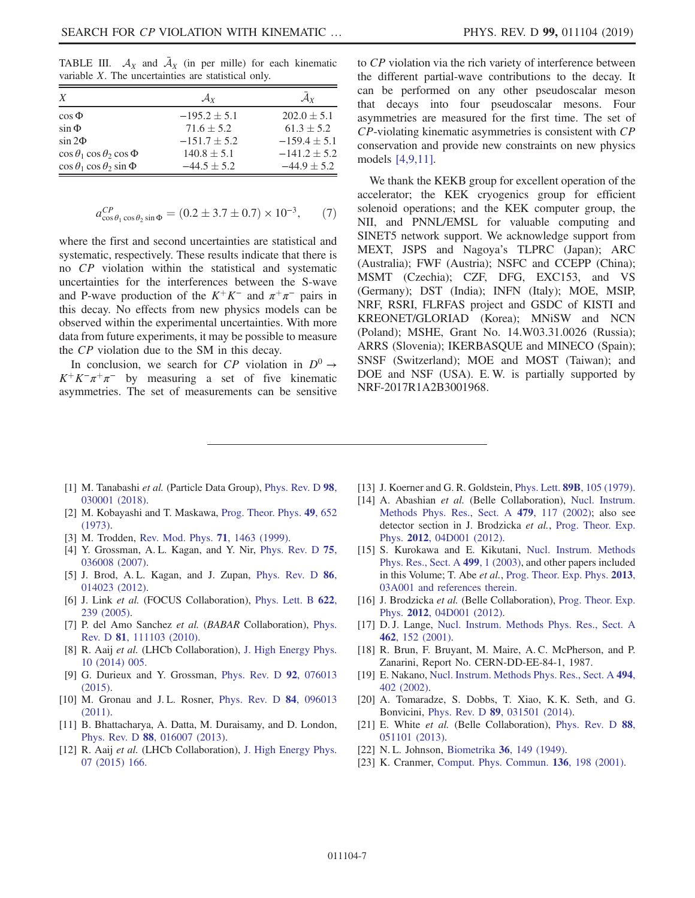TABLE III. $\mathcal{A}_X$ and $\bar{\mathcal{A}}_X$ (in per mille) for each kinematic variable $X$. The uncertainties are statistical only.

| $X$ | $\mathcal{A}_X$ | $\bar{\mathcal{A}}_X$ |
|---|---|---|
| $\cos\Phi$ | $-195.2 \pm 5.1$ | $202.0 \pm 5.1$ |
| $\sin\Phi$ | $71.6 \pm 5.2$ | $61.3 \pm 5.2$ |
| $\sin 2\Phi$ | $-151.7 \pm 5.2$ | $-159.4 \pm 5.1$ |
| $\cos\theta_1 \cos\theta_2 \cos\Phi$ | $140.8 \pm 5.1$ | $-141.2 \pm 5.2$ |
| $\cos\theta_1 \cos\theta_2 \sin\Phi$ | $-44.5 \pm 5.2$ | $-44.9 \pm 5.2$ |

$$a^{CP}_{\cos\theta_1 \cos\theta_2 \sin\Phi} = (0.2 \pm 3.7 \pm 0.7) \times 10^{-3}, \qquad (7)$$

where the first and second uncertainties are statistical and systematic, respectively. These results indicate that there is no $CP$ violation within the statistical and systematic uncertainties for the interferences between the S-wave and P-wave production of the $K^+K^-$ and $\pi^+\pi^-$ pairs in this decay. No effects from new physics models can be observed within the experimental uncertainties. With more data from future experiments, it may be possible to measure the $CP$ violation due to the SM in this decay.

In conclusion, we search for $CP$ violation in $D^0 \to K^+K^-\pi^+\pi^-$ by measuring a set of five kinematic asymmetries. The set of measurements can be sensitive to $CP$ violation via the rich variety of interference between the different partial-wave contributions to the decay. It can be performed on any other pseudoscalar meson that decays into four pseudoscalar mesons. Four asymmetries are measured for the first time. The set of $CP$-violating kinematic asymmetries is consistent with $CP$ conservation and provide new constraints on new physics models [4,9,11].

We thank the KEKB group for excellent operation of the accelerator; the KEK cryogenics group for efficient solenoid operations; and the KEK computer group, the NII, and PNNL/EMSL for valuable computing and SINET5 network support. We acknowledge support from MEXT, JSPS and Nagoya's TLPRC (Japan); ARC (Australia); FWF (Austria); NSFC and CCEPP (China); MSMT (Czechia); CZF, DFG, EXC153, and VS (Germany); DST (India); INFN (Italy); MOE, MSIP, NRF, RSRI, FLRFAS project and GSDC of KISTI and KREONET/GLORIAD (Korea); MNiSW and NCN (Poland); MSHE, Grant No. 14.W03.31.0026 (Russia); ARRS (Slovenia); IKERBASQUE and MINECO (Spain); SNSF (Switzerland); MOE and MOST (Taiwan); and DOE and NSF (USA). E. W. is partially supported by NRF-2017R1A2B3001968.

---

[1] M. Tanabashi *et al.* (Particle Data Group), Phys. Rev. D **98**, 030001 (2018).

[2] M. Kobayashi and T. Maskawa, Prog. Theor. Phys. **49**, 652 (1973).

[3] M. Trodden, Rev. Mod. Phys. **71**, 1463 (1999).

[4] Y. Grossman, A. L. Kagan, and Y. Nir, Phys. Rev. D **75**, 036008 (2007).

[5] J. Brod, A. L. Kagan, and J. Zupan, Phys. Rev. D **86**, 014023 (2012).

[6] J. Link *et al.* (FOCUS Collaboration), Phys. Lett. B **622**, 239 (2005).

[7] P. del Amo Sanchez *et al.* (*BABAR* Collaboration), Phys. Rev. D **81**, 111103 (2010).

[8] R. Aaij *et al.* (LHCb Collaboration), J. High Energy Phys. 10 (2014) 005.

[9] G. Durieux and Y. Grossman, Phys. Rev. D **92**, 076013 (2015).

[10] M. Gronau and J. L. Rosner, Phys. Rev. D **84**, 096013 (2011).

[11] B. Bhattacharya, A. Datta, M. Duraisamy, and D. London, Phys. Rev. D **88**, 016007 (2013).

[12] R. Aaij *et al.* (LHCb Collaboration), J. High Energy Phys. 07 (2015) 166.

[13] J. Koerner and G. R. Goldstein, Phys. Lett. **89B**, 105 (1979).

[14] A. Abashian *et al.* (Belle Collaboration), Nucl. Instrum. Methods Phys. Res., Sect. A **479**, 117 (2002); also see detector section in J. Brodzicka *et al.*, Prog. Theor. Exp. Phys. **2012**, 04D001 (2012).

[15] S. Kurokawa and E. Kikutani, Nucl. Instrum. Methods Phys. Res., Sect. A **499**, 1 (2003), and other papers included in this Volume; T. Abe *et al.*, Prog. Theor. Exp. Phys. **2013**, 03A001 and references therein.

[16] J. Brodzicka *et al.* (Belle Collaboration), Prog. Theor. Exp. Phys. **2012**, 04D001 (2012).

[17] D. J. Lange, Nucl. Instrum. Methods Phys. Res., Sect. A **462**, 152 (2001).

[18] R. Brun, F. Bruyant, M. Maire, A. C. McPherson, and P. Zanarini, Report No. CERN-DD-EE-84-1, 1987.

[19] E. Nakano, Nucl. Instrum. Methods Phys. Res., Sect. A **494**, 402 (2002).

[20] A. Tomaradze, S. Dobbs, T. Xiao, K. K. Seth, and G. Bonvicini, Phys. Rev. D **89**, 031501 (2014).

[21] E. White *et al.* (Belle Collaboration), Phys. Rev. D **88**, 051101 (2013).

[22] N. L. Johnson, Biometrika **36**, 149 (1949).

[23] K. Cranmer, Comput. Phys. Commun. **136**, 198 (2001).